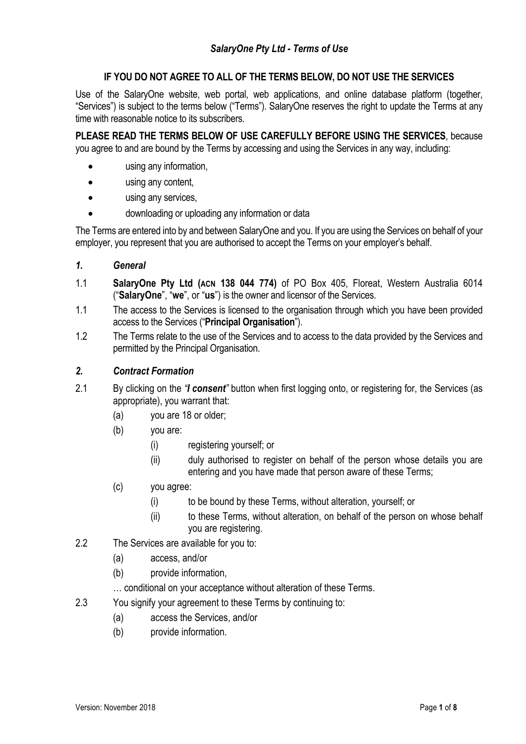# *SalaryOne Pty Ltd - Terms of Use*

**IF YOU DO NOT AGREE TO ALL OF THE TERMS BELOW, DO NOT USE THE SERVICES**

Use of the SalaryOne website, web portal, web applications, and online database platform (together, "Services") is subject to the terms below ("Terms"). SalaryOne reserves the right to update the Terms at any time with reasonable notice to its subscribers.

**PLEASE READ THE TERMS BELOW OF USE CAREFULLY BEFORE USING THE SERVICES**, because you agree to and are bound by the Terms by accessing and using the Services in any way, including:

- using any information,
- using any content,
- using any services,
- downloading or uploading any information or data

The Terms are entered into by and between SalaryOne and you. If you are using the Services on behalf of your employer, you represent that you are authorised to accept the Terms on your employer's behalf.

## *1. General*

1.1 **SalaryOne Pty Ltd (ACN 138 044 774)** of PO Box 405, Floreat, Western Australia 6014 ("**SalaryOne**", "**we**", or "**us**") is the owner and licensor of the Services.

1.1 The access to the Services is licensed to the organisation through which you have been provided access to the Services ("**Principal Organisation**").

1.2 The Terms relate to the use of the Services and to access to the data provided by the Services and permitted by the Principal Organisation.

## *2. Contract Formation*

2.1 By clicking on the ***"I consent"*** button when first logging onto, or registering for, the Services (as appropriate), you warrant that:

(a) you are 18 or older;

(b) you are:

(i) registering yourself; or

(ii) duly authorised to register on behalf of the person whose details you are entering and you have made that person aware of these Terms;

(c) you agree:

(i) to be bound by these Terms, without alteration, yourself; or

(ii) to these Terms, without alteration, on behalf of the person on whose behalf you are registering.

2.2 The Services are available for you to:

(a) access, and/or

(b) provide information,

… conditional on your acceptance without alteration of these Terms.

2.3 You signify your agreement to these Terms by continuing to:

(a) access the Services, and/or

(b) provide information.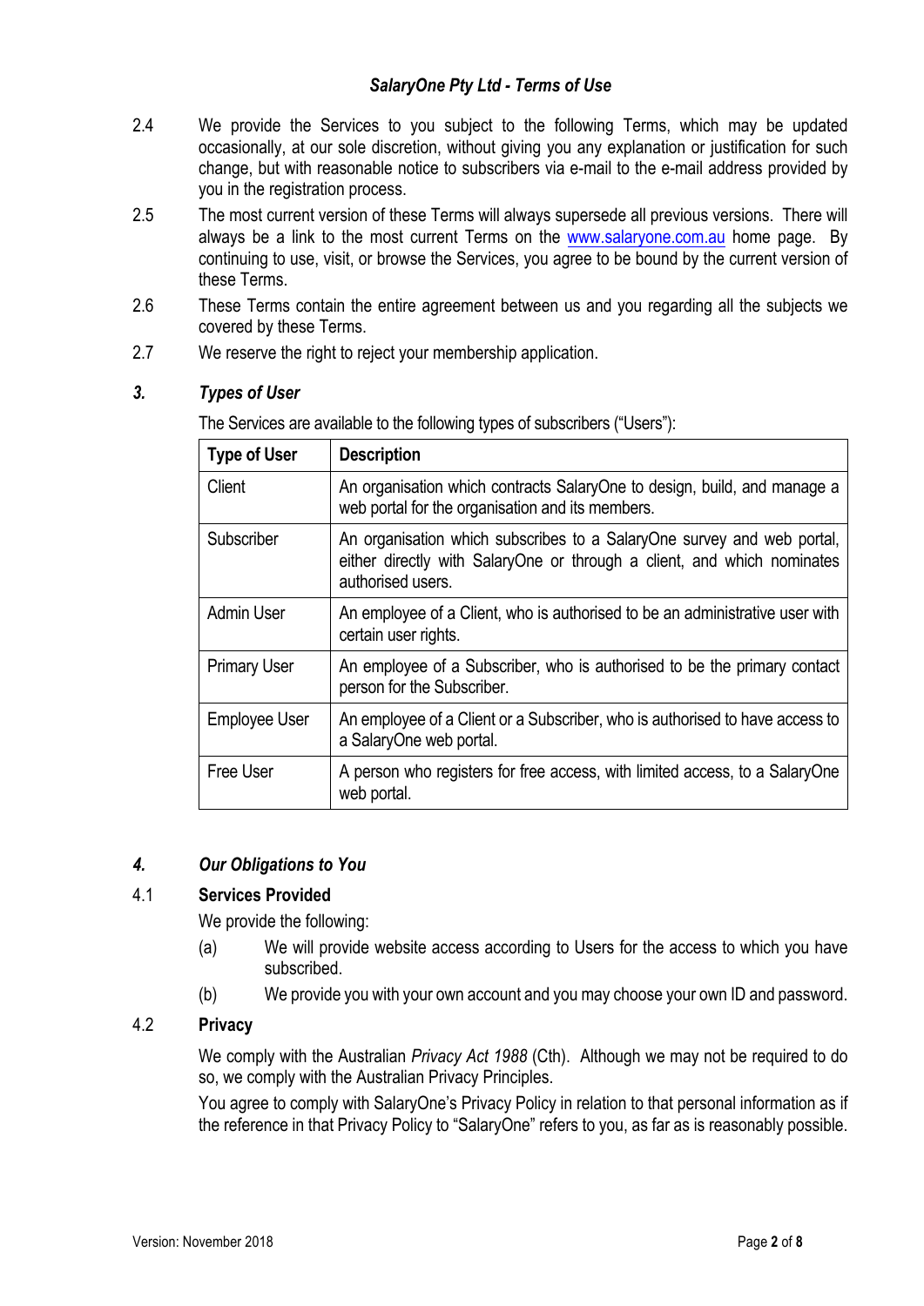2.4 We provide the Services to you subject to the following Terms, which may be updated occasionally, at our sole discretion, without giving you any explanation or justification for such change, but with reasonable notice to subscribers via e-mail to the e-mail address provided by you in the registration process.

2.5 The most current version of these Terms will always supersede all previous versions. There will always be a link to the most current Terms on the www.salaryone.com.au home page. By continuing to use, visit, or browse the Services, you agree to be bound by the current version of these Terms.

2.6 These Terms contain the entire agreement between us and you regarding all the subjects we covered by these Terms.

2.7 We reserve the right to reject your membership application.

## *3. Types of User*

The Services are available to the following types of subscribers ("Users"):

| Type of User | Description |
|---|---|
| Client | An organisation which contracts SalaryOne to design, build, and manage a web portal for the organisation and its members. |
| Subscriber | An organisation which subscribes to a SalaryOne survey and web portal, either directly with SalaryOne or through a client, and which nominates authorised users. |
| Admin User | An employee of a Client, who is authorised to be an administrative user with certain user rights. |
| Primary User | An employee of a Subscriber, who is authorised to be the primary contact person for the Subscriber. |
| Employee User | An employee of a Client or a Subscriber, who is authorised to have access to a SalaryOne web portal. |
| Free User | A person who registers for free access, with limited access, to a SalaryOne web portal. |

## *4. Our Obligations to You*

### 4.1 Services Provided

We provide the following:

(a) We will provide website access according to Users for the access to which you have subscribed.

(b) We provide you with your own account and you may choose your own ID and password.

### 4.2 Privacy

We comply with the Australian *Privacy Act 1988* (Cth). Although we may not be required to do so, we comply with the Australian Privacy Principles.

You agree to comply with SalaryOne's Privacy Policy in relation to that personal information as if the reference in that Privacy Policy to "SalaryOne" refers to you, as far as is reasonably possible.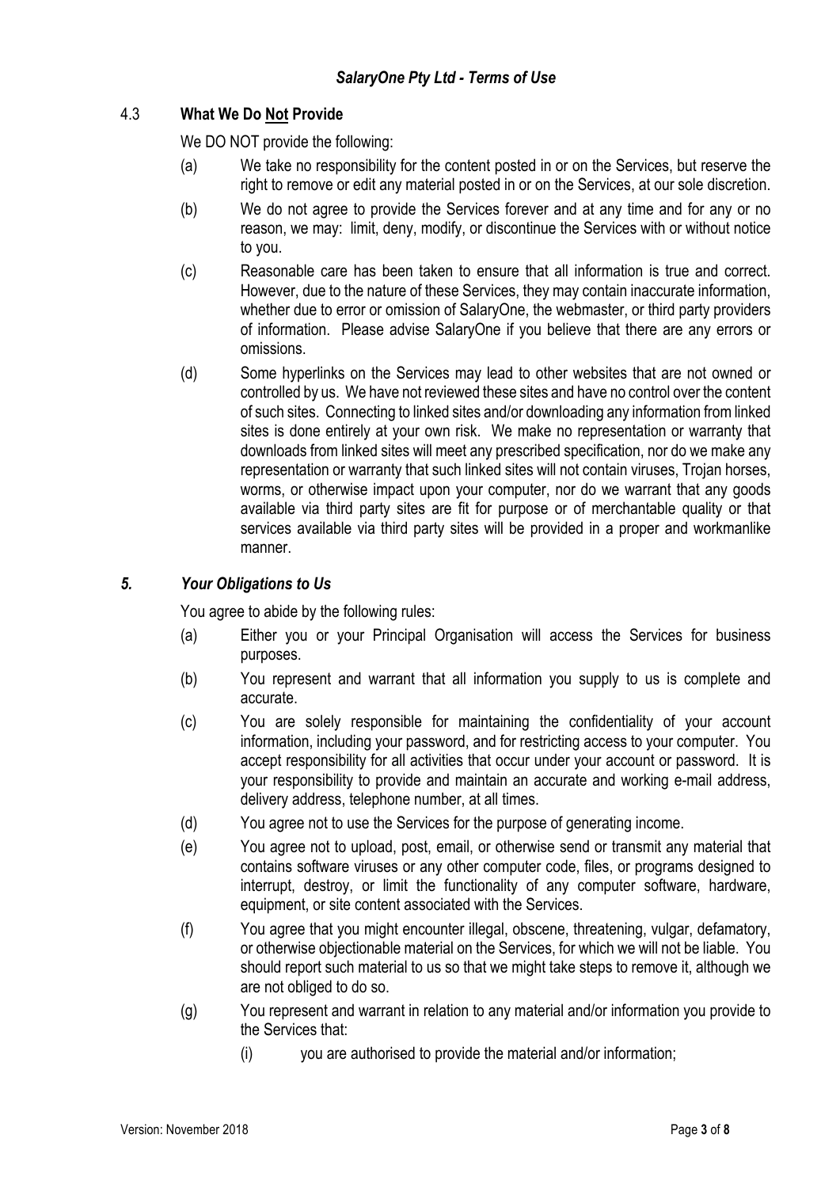### 4.3 **What We Do <u>Not</u> Provide**

We DO NOT provide the following:

(a) We take no responsibility for the content posted in or on the Services, but reserve the right to remove or edit any material posted in or on the Services, at our sole discretion.

(b) We do not agree to provide the Services forever and at any time and for any or no reason, we may: limit, deny, modify, or discontinue the Services with or without notice to you.

(c) Reasonable care has been taken to ensure that all information is true and correct. However, due to the nature of these Services, they may contain inaccurate information, whether due to error or omission of SalaryOne, the webmaster, or third party providers of information. Please advise SalaryOne if you believe that there are any errors or omissions.

(d) Some hyperlinks on the Services may lead to other websites that are not owned or controlled by us. We have not reviewed these sites and have no control over the content of such sites. Connecting to linked sites and/or downloading any information from linked sites is done entirely at your own risk. We make no representation or warranty that downloads from linked sites will meet any prescribed specification, nor do we make any representation or warranty that such linked sites will not contain viruses, Trojan horses, worms, or otherwise impact upon your computer, nor do we warrant that any goods available via third party sites are fit for purpose or of merchantable quality or that services available via third party sites will be provided in a proper and workmanlike manner.

## *5. Your Obligations to Us*

You agree to abide by the following rules:

(a) Either you or your Principal Organisation will access the Services for business purposes.

(b) You represent and warrant that all information you supply to us is complete and accurate.

(c) You are solely responsible for maintaining the confidentiality of your account information, including your password, and for restricting access to your computer. You accept responsibility for all activities that occur under your account or password. It is your responsibility to provide and maintain an accurate and working e-mail address, delivery address, telephone number, at all times.

(d) You agree not to use the Services for the purpose of generating income.

(e) You agree not to upload, post, email, or otherwise send or transmit any material that contains software viruses or any other computer code, files, or programs designed to interrupt, destroy, or limit the functionality of any computer software, hardware, equipment, or site content associated with the Services.

(f) You agree that you might encounter illegal, obscene, threatening, vulgar, defamatory, or otherwise objectionable material on the Services, for which we will not be liable. You should report such material to us so that we might take steps to remove it, although we are not obliged to do so.

(g) You represent and warrant in relation to any material and/or information you provide to the Services that:

  (i) you are authorised to provide the material and/or information;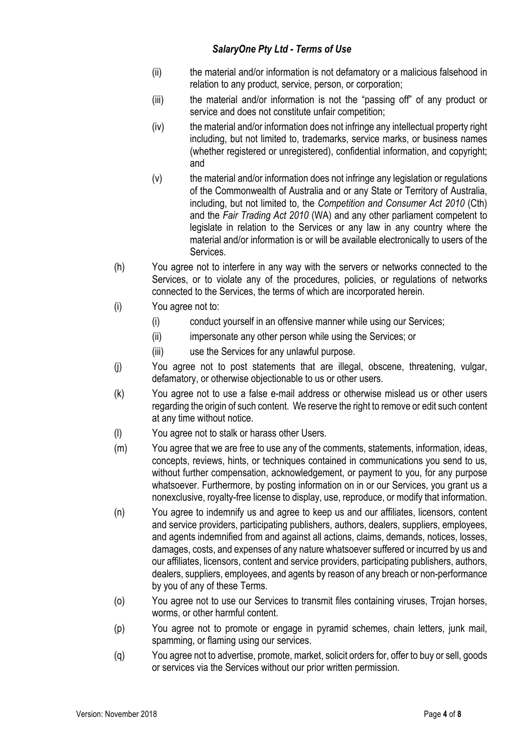(ii) the material and/or information is not defamatory or a malicious falsehood in relation to any product, service, person, or corporation;

(iii) the material and/or information is not the "passing off" of any product or service and does not constitute unfair competition;

(iv) the material and/or information does not infringe any intellectual property right including, but not limited to, trademarks, service marks, or business names (whether registered or unregistered), confidential information, and copyright; and

(v) the material and/or information does not infringe any legislation or regulations of the Commonwealth of Australia and or any State or Territory of Australia, including, but not limited to, the *Competition and Consumer Act 2010* (Cth) and the *Fair Trading Act 2010* (WA) and any other parliament competent to legislate in relation to the Services or any law in any country where the material and/or information is or will be available electronically to users of the Services.

(h) You agree not to interfere in any way with the servers or networks connected to the Services, or to violate any of the procedures, policies, or regulations of networks connected to the Services, the terms of which are incorporated herein.

(i) You agree not to:

(i) conduct yourself in an offensive manner while using our Services;

(ii) impersonate any other person while using the Services; or

(iii) use the Services for any unlawful purpose.

(j) You agree not to post statements that are illegal, obscene, threatening, vulgar, defamatory, or otherwise objectionable to us or other users.

(k) You agree not to use a false e-mail address or otherwise mislead us or other users regarding the origin of such content. We reserve the right to remove or edit such content at any time without notice.

(l) You agree not to stalk or harass other Users.

(m) You agree that we are free to use any of the comments, statements, information, ideas, concepts, reviews, hints, or techniques contained in communications you send to us, without further compensation, acknowledgement, or payment to you, for any purpose whatsoever. Furthermore, by posting information on in or our Services, you grant us a nonexclusive, royalty-free license to display, use, reproduce, or modify that information.

(n) You agree to indemnify us and agree to keep us and our affiliates, licensors, content and service providers, participating publishers, authors, dealers, suppliers, employees, and agents indemnified from and against all actions, claims, demands, notices, losses, damages, costs, and expenses of any nature whatsoever suffered or incurred by us and our affiliates, licensors, content and service providers, participating publishers, authors, dealers, suppliers, employees, and agents by reason of any breach or non-performance by you of any of these Terms.

(o) You agree not to use our Services to transmit files containing viruses, Trojan horses, worms, or other harmful content.

(p) You agree not to promote or engage in pyramid schemes, chain letters, junk mail, spamming, or flaming using our services.

(q) You agree not to advertise, promote, market, solicit orders for, offer to buy or sell, goods or services via the Services without our prior written permission.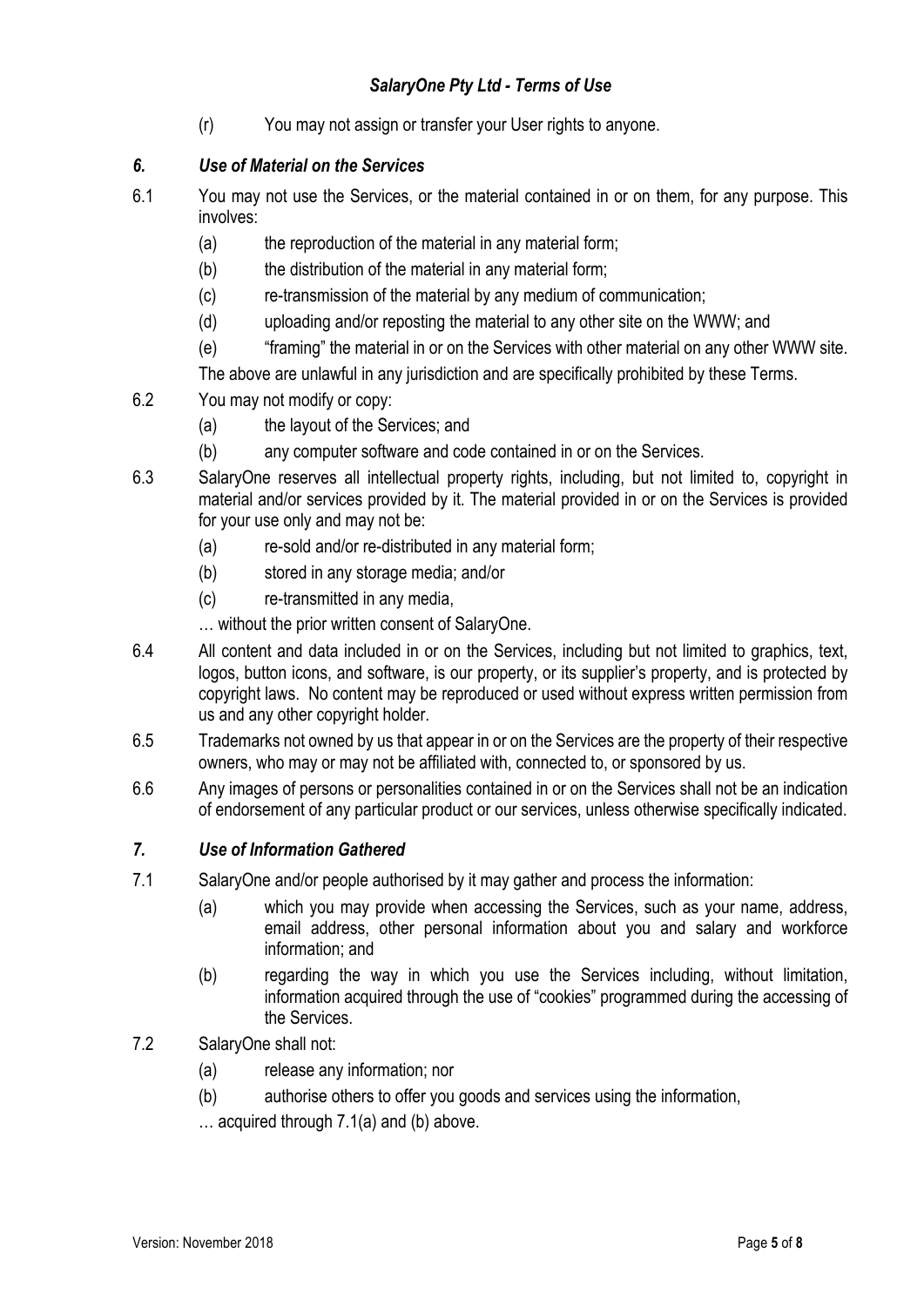(r) You may not assign or transfer your User rights to anyone.

### *6. Use of Material on the Services*

6.1 You may not use the Services, or the material contained in or on them, for any purpose. This involves:

- (a) the reproduction of the material in any material form;
- (b) the distribution of the material in any material form;
- (c) re-transmission of the material by any medium of communication;
- (d) uploading and/or reposting the material to any other site on the WWW; and
- (e) "framing" the material in or on the Services with other material on any other WWW site.

The above are unlawful in any jurisdiction and are specifically prohibited by these Terms.

6.2 You may not modify or copy:

- (a) the layout of the Services; and
- (b) any computer software and code contained in or on the Services.

6.3 SalaryOne reserves all intellectual property rights, including, but not limited to, copyright in material and/or services provided by it. The material provided in or on the Services is provided for your use only and may not be:

- (a) re-sold and/or re-distributed in any material form;
- (b) stored in any storage media; and/or
- (c) re-transmitted in any media,

… without the prior written consent of SalaryOne.

6.4 All content and data included in or on the Services, including but not limited to graphics, text, logos, button icons, and software, is our property, or its supplier's property, and is protected by copyright laws. No content may be reproduced or used without express written permission from us and any other copyright holder.

6.5 Trademarks not owned by us that appear in or on the Services are the property of their respective owners, who may or may not be affiliated with, connected to, or sponsored by us.

6.6 Any images of persons or personalities contained in or on the Services shall not be an indication of endorsement of any particular product or our services, unless otherwise specifically indicated.

### *7. Use of Information Gathered*

7.1 SalaryOne and/or people authorised by it may gather and process the information:

- (a) which you may provide when accessing the Services, such as your name, address, email address, other personal information about you and salary and workforce information; and
- (b) regarding the way in which you use the Services including, without limitation, information acquired through the use of "cookies" programmed during the accessing of the Services.

7.2 SalaryOne shall not:

- (a) release any information; nor
- (b) authorise others to offer you goods and services using the information,

… acquired through 7.1(a) and (b) above.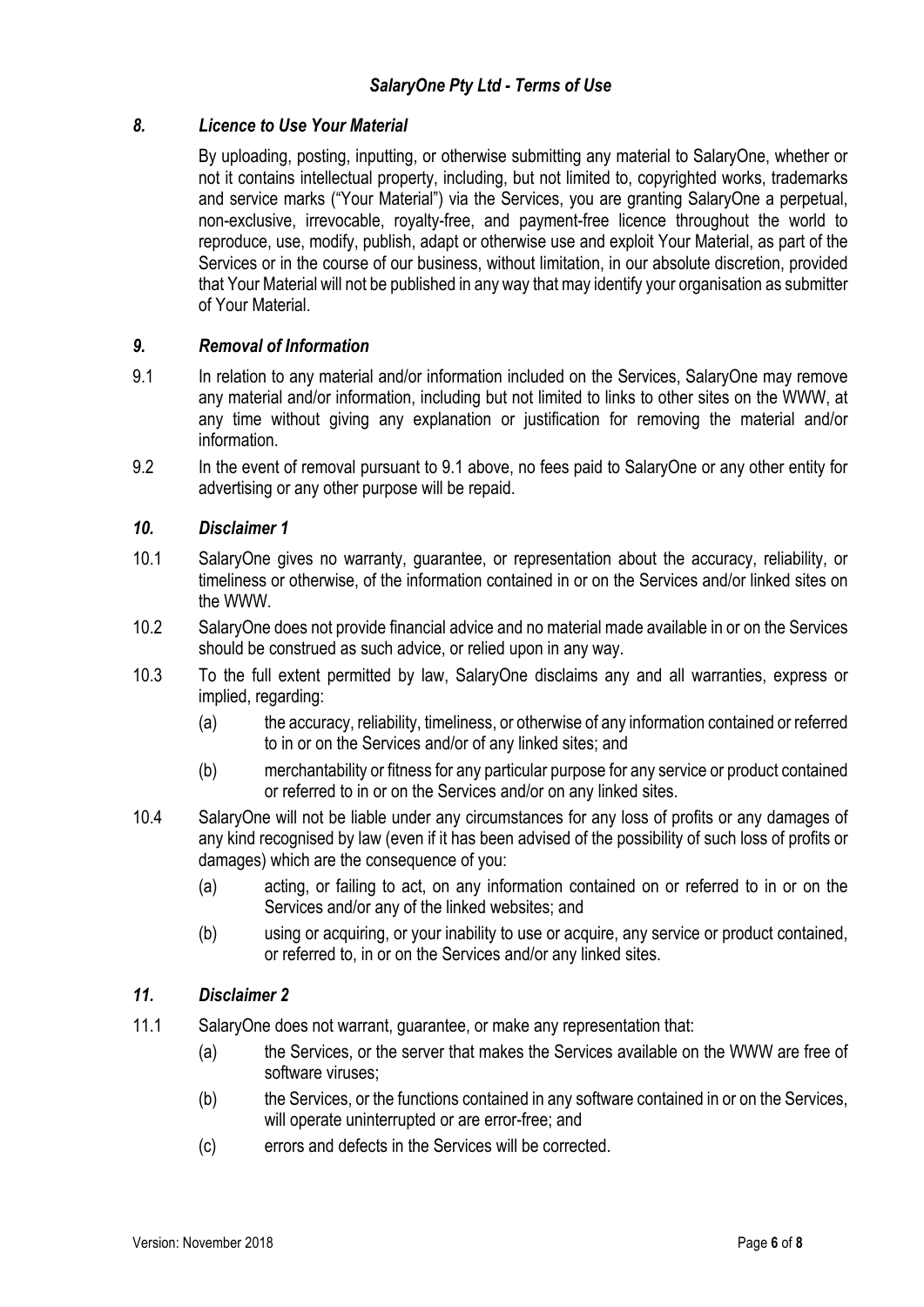### *8. Licence to Use Your Material*

By uploading, posting, inputting, or otherwise submitting any material to SalaryOne, whether or not it contains intellectual property, including, but not limited to, copyrighted works, trademarks and service marks ("Your Material") via the Services, you are granting SalaryOne a perpetual, non-exclusive, irrevocable, royalty-free, and payment-free licence throughout the world to reproduce, use, modify, publish, adapt or otherwise use and exploit Your Material, as part of the Services or in the course of our business, without limitation, in our absolute discretion, provided that Your Material will not be published in any way that may identify your organisation as submitter of Your Material.

### *9. Removal of Information*

9.1 In relation to any material and/or information included on the Services, SalaryOne may remove any material and/or information, including but not limited to links to other sites on the WWW, at any time without giving any explanation or justification for removing the material and/or information.

9.2 In the event of removal pursuant to 9.1 above, no fees paid to SalaryOne or any other entity for advertising or any other purpose will be repaid.

### *10. Disclaimer 1*

10.1 SalaryOne gives no warranty, guarantee, or representation about the accuracy, reliability, or timeliness or otherwise, of the information contained in or on the Services and/or linked sites on the WWW.

10.2 SalaryOne does not provide financial advice and no material made available in or on the Services should be construed as such advice, or relied upon in any way.

10.3 To the full extent permitted by law, SalaryOne disclaims any and all warranties, express or implied, regarding:

(a) the accuracy, reliability, timeliness, or otherwise of any information contained or referred to in or on the Services and/or of any linked sites; and

(b) merchantability or fitness for any particular purpose for any service or product contained or referred to in or on the Services and/or on any linked sites.

10.4 SalaryOne will not be liable under any circumstances for any loss of profits or any damages of any kind recognised by law (even if it has been advised of the possibility of such loss of profits or damages) which are the consequence of you:

(a) acting, or failing to act, on any information contained on or referred to in or on the Services and/or any of the linked websites; and

(b) using or acquiring, or your inability to use or acquire, any service or product contained, or referred to, in or on the Services and/or any linked sites.

### *11. Disclaimer 2*

11.1 SalaryOne does not warrant, guarantee, or make any representation that:

(a) the Services, or the server that makes the Services available on the WWW are free of software viruses;

(b) the Services, or the functions contained in any software contained in or on the Services, will operate uninterrupted or are error-free; and

(c) errors and defects in the Services will be corrected.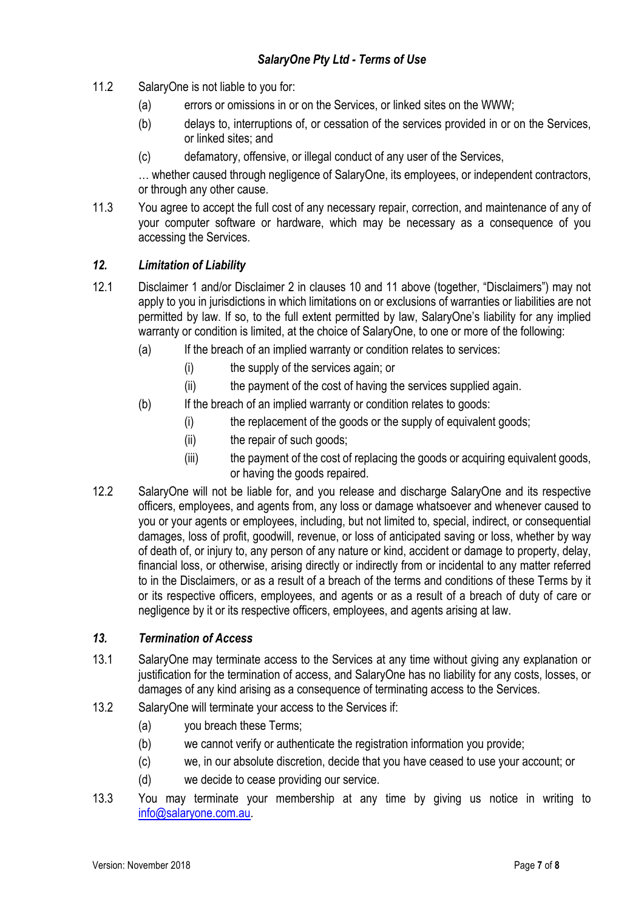11.2 SalaryOne is not liable to you for:

(a) errors or omissions in or on the Services, or linked sites on the WWW;

(b) delays to, interruptions of, or cessation of the services provided in or on the Services, or linked sites; and

(c) defamatory, offensive, or illegal conduct of any user of the Services,

… whether caused through negligence of SalaryOne, its employees, or independent contractors, or through any other cause.

11.3 You agree to accept the full cost of any necessary repair, correction, and maintenance of any of your computer software or hardware, which may be necessary as a consequence of you accessing the Services.

## *12. Limitation of Liability*

12.1 Disclaimer 1 and/or Disclaimer 2 in clauses 10 and 11 above (together, "Disclaimers") may not apply to you in jurisdictions in which limitations on or exclusions of warranties or liabilities are not permitted by law. If so, to the full extent permitted by law, SalaryOne's liability for any implied warranty or condition is limited, at the choice of SalaryOne, to one or more of the following:

(a) If the breach of an implied warranty or condition relates to services:

(i) the supply of the services again; or

(ii) the payment of the cost of having the services supplied again.

(b) If the breach of an implied warranty or condition relates to goods:

(i) the replacement of the goods or the supply of equivalent goods;

(ii) the repair of such goods;

(iii) the payment of the cost of replacing the goods or acquiring equivalent goods, or having the goods repaired.

12.2 SalaryOne will not be liable for, and you release and discharge SalaryOne and its respective officers, employees, and agents from, any loss or damage whatsoever and whenever caused to you or your agents or employees, including, but not limited to, special, indirect, or consequential damages, loss of profit, goodwill, revenue, or loss of anticipated saving or loss, whether by way of death of, or injury to, any person of any nature or kind, accident or damage to property, delay, financial loss, or otherwise, arising directly or indirectly from or incidental to any matter referred to in the Disclaimers, or as a result of a breach of the terms and conditions of these Terms by it or its respective officers, employees, and agents or as a result of a breach of duty of care or negligence by it or its respective officers, employees, and agents arising at law.

## *13. Termination of Access*

13.1 SalaryOne may terminate access to the Services at any time without giving any explanation or justification for the termination of access, and SalaryOne has no liability for any costs, losses, or damages of any kind arising as a consequence of terminating access to the Services.

13.2 SalaryOne will terminate your access to the Services if:

(a) you breach these Terms;

(b) we cannot verify or authenticate the registration information you provide;

(c) we, in our absolute discretion, decide that you have ceased to use your account; or

(d) we decide to cease providing our service.

13.3 You may terminate your membership at any time by giving us notice in writing to info@salaryone.com.au.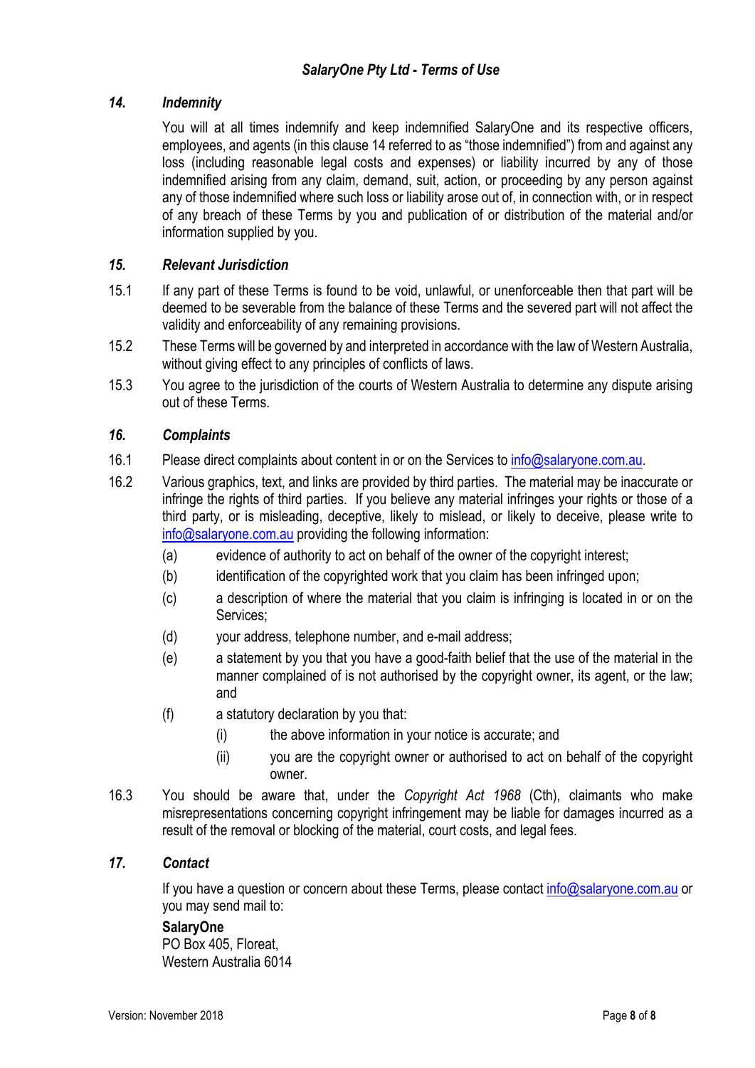## *14. Indemnity*

You will at all times indemnify and keep indemnified SalaryOne and its respective officers, employees, and agents (in this clause 14 referred to as "those indemnified") from and against any loss (including reasonable legal costs and expenses) or liability incurred by any of those indemnified arising from any claim, demand, suit, action, or proceeding by any person against any of those indemnified where such loss or liability arose out of, in connection with, or in respect of any breach of these Terms by you and publication of or distribution of the material and/or information supplied by you.

## *15. Relevant Jurisdiction*

15.1 If any part of these Terms is found to be void, unlawful, or unenforceable then that part will be deemed to be severable from the balance of these Terms and the severed part will not affect the validity and enforceability of any remaining provisions.

15.2 These Terms will be governed by and interpreted in accordance with the law of Western Australia, without giving effect to any principles of conflicts of laws.

15.3 You agree to the jurisdiction of the courts of Western Australia to determine any dispute arising out of these Terms.

## *16. Complaints*

16.1 Please direct complaints about content in or on the Services to info@salaryone.com.au.

16.2 Various graphics, text, and links are provided by third parties. The material may be inaccurate or infringe the rights of third parties. If you believe any material infringes your rights or those of a third party, or is misleading, deceptive, likely to mislead, or likely to deceive, please write to info@salaryone.com.au providing the following information:

- (a) evidence of authority to act on behalf of the owner of the copyright interest;
- (b) identification of the copyrighted work that you claim has been infringed upon;
- (c) a description of where the material that you claim is infringing is located in or on the Services;
- (d) your address, telephone number, and e-mail address;
- (e) a statement by you that you have a good-faith belief that the use of the material in the manner complained of is not authorised by the copyright owner, its agent, or the law; and
- (f) a statutory declaration by you that:
  - (i) the above information in your notice is accurate; and
  - (ii) you are the copyright owner or authorised to act on behalf of the copyright owner.

16.3 You should be aware that, under the *Copyright Act 1968* (Cth), claimants who make misrepresentations concerning copyright infringement may be liable for damages incurred as a result of the removal or blocking of the material, court costs, and legal fees.

## *17. Contact*

If you have a question or concern about these Terms, please contact info@salaryone.com.au or you may send mail to:

**SalaryOne**
PO Box 405, Floreat,
Western Australia 6014

Version: November 2018